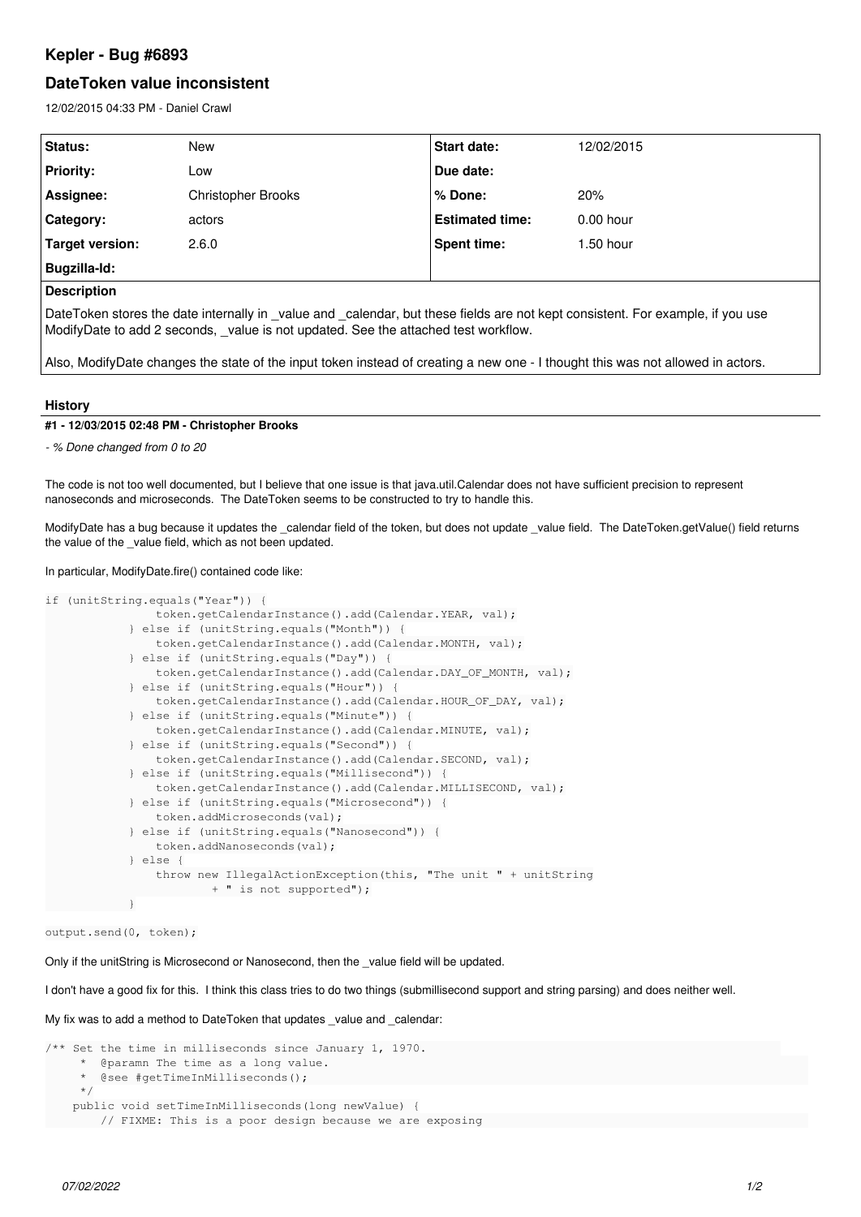# Kepler - Bug #6893

## DateToken value inconsistent

12/02/2015 04:33 PM - Daniel Crawl

| Status: | New | Start date: | 12/02/2015 |
| --- | --- | --- | --- |
| Priority: | Low | Due date: | |
| Assignee: | Christopher Brooks | % Done: | 20% |
| Category: | actors | Estimated time: | 0.00 hour |
| Target version: | 2.6.0 | Spent time: | 1.50 hour |
| Bugzilla-Id: | | | |

**Description**

DateToken stores the date internally in _value and _calendar, but these fields are not kept consistent. For example, if you use ModifyDate to add 2 seconds, _value is not updated. See the attached test workflow.

Also, ModifyDate changes the state of the input token instead of creating a new one - I thought this was not allowed in actors.

### History

#### #1 - 12/03/2015 02:48 PM - Christopher Brooks

*- % Done changed from 0 to 20*

The code is not too well documented, but I believe that one issue is that java.util.Calendar does not have sufficient precision to represent nanoseconds and microseconds. The DateToken seems to be constructed to try to handle this.

ModifyDate has a bug because it updates the _calendar field of the token, but does not update _value field. The DateToken.getValue() field returns the value of the _value field, which as not been updated.

In particular, ModifyDate.fire() contained code like:

```
if (unitString.equals("Year")) {
                token.getCalendarInstance().add(Calendar.YEAR, val);
            } else if (unitString.equals("Month")) {
                token.getCalendarInstance().add(Calendar.MONTH, val);
            } else if (unitString.equals("Day")) {
                token.getCalendarInstance().add(Calendar.DAY_OF_MONTH, val);
            } else if (unitString.equals("Hour")) {
                token.getCalendarInstance().add(Calendar.HOUR_OF_DAY, val);
            } else if (unitString.equals("Minute")) {
                token.getCalendarInstance().add(Calendar.MINUTE, val);
            } else if (unitString.equals("Second")) {
                token.getCalendarInstance().add(Calendar.SECOND, val);
            } else if (unitString.equals("Millisecond")) {
                token.getCalendarInstance().add(Calendar.MILLISECOND, val);
            } else if (unitString.equals("Microsecond")) {
                token.addMicroseconds(val);
            } else if (unitString.equals("Nanosecond")) {
                token.addNanoseconds(val);
            } else {
                throw new IllegalActionException(this, "The unit " + unitString
                        + " is not supported");
            }
```

```
output.send(0, token);
```

Only if the unitString is Microsecond or Nanosecond, then the _value field will be updated.

I don't have a good fix for this. I think this class tries to do two things (submillisecond support and string parsing) and does neither well.

My fix was to add a method to DateToken that updates _value and _calendar:

```
/** Set the time in milliseconds since January 1, 1970.
     *  @paramn The time as a long value.
     *  @see #getTimeInMilliseconds();
     */
    public void setTimeInMilliseconds(long newValue) {
        // FIXME: This is a poor design because we are exposing
```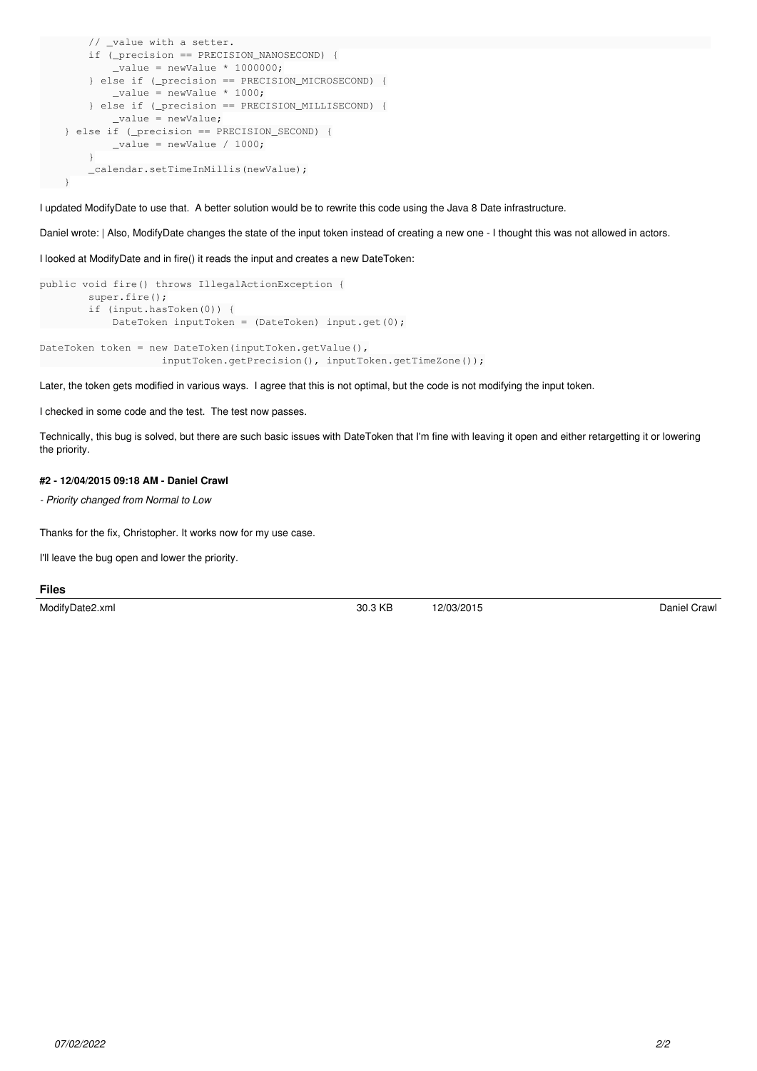```
        // _value with a setter.
        if (_precision == PRECISION_NANOSECOND) {
            _value = newValue * 1000000;
        } else if (_precision == PRECISION_MICROSECOND) {
            _value = newValue * 1000;
        } else if (_precision == PRECISION_MILLISECOND) {
            _value = newValue;
    } else if (_precision == PRECISION_SECOND) {
            _value = newValue / 1000;
        }
        _calendar.setTimeInMillis(newValue);
    }
```

I updated ModifyDate to use that. A better solution would be to rewrite this code using the Java 8 Date infrastructure.

Daniel wrote: | Also, ModifyDate changes the state of the input token instead of creating a new one - I thought this was not allowed in actors.

I looked at ModifyDate and in fire() it reads the input and creates a new DateToken:

```
public void fire() throws IllegalActionException {
        super.fire();
        if (input.hasToken(0)) {
            DateToken inputToken = (DateToken) input.get(0);

DateToken token = new DateToken(inputToken.getValue(),
                    inputToken.getPrecision(), inputToken.getTimeZone());
```

Later, the token gets modified in various ways. I agree that this is not optimal, but the code is not modifying the input token.

I checked in some code and the test. The test now passes.

Technically, this bug is solved, but there are such basic issues with DateToken that I'm fine with leaving it open and either retargetting it or lowering the priority.

#### #2 - 12/04/2015 09:18 AM - Daniel Crawl

*- Priority changed from Normal to Low*

Thanks for the fix, Christopher. It works now for my use case.

I'll leave the bug open and lower the priority.

### Files

| | | | |
|---|---|---|---|
| ModifyDate2.xml | 30.3 KB | 12/03/2015 | Daniel Crawl |